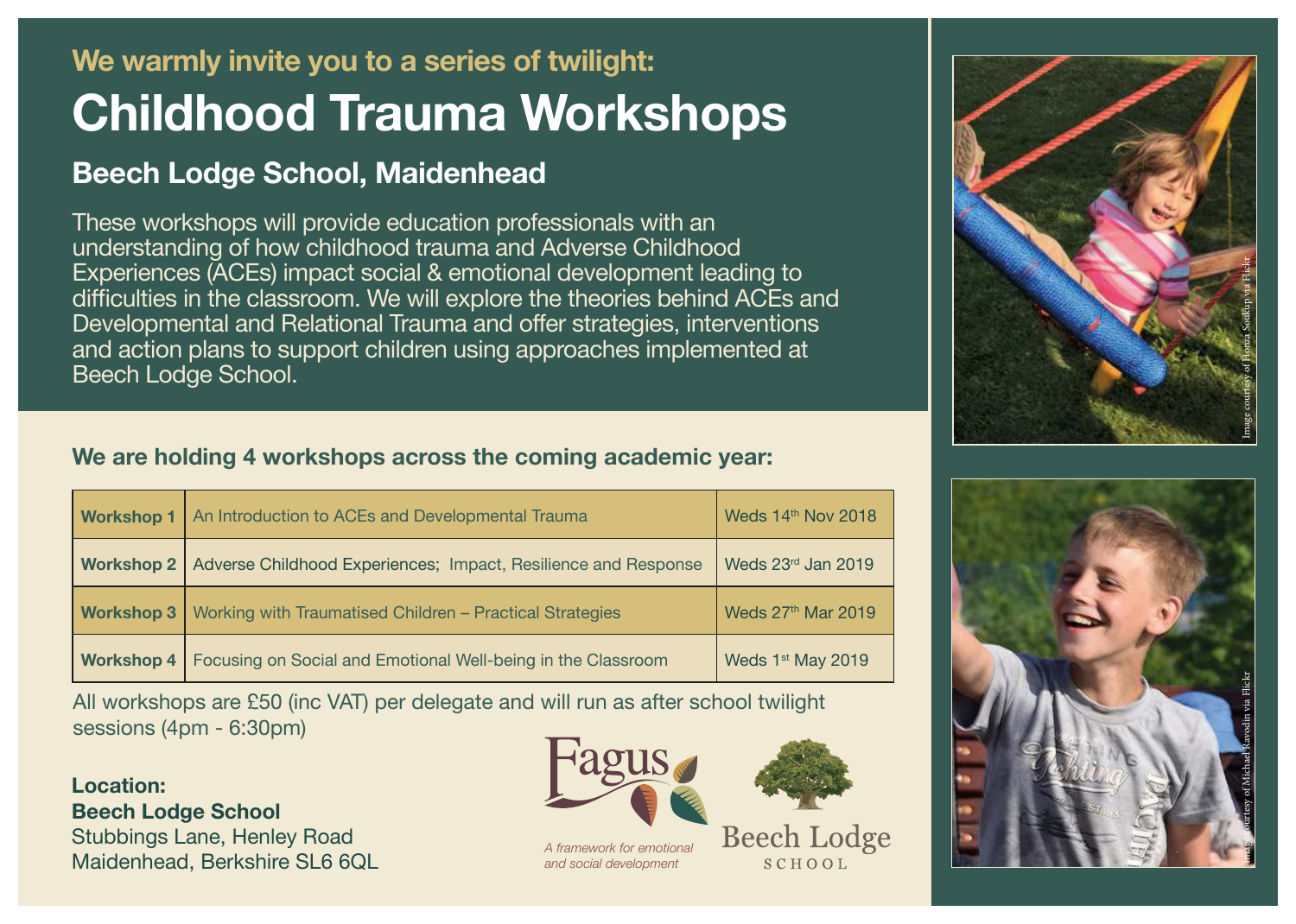We warmly invite you to a series of twilight:

# Childhood Trauma Workshops

## Beech Lodge School, Maidenhead

These workshops will provide education professionals with an understanding of how childhood trauma and Adverse Childhood Experiences (ACEs) impact social & emotional development leading to difficulties in the classroom. We will explore the theories behind ACEs and Developmental and Relational Trauma and offer strategies, interventions and action plans to support children using approaches implemented at Beech Lodge School.

### We are holding 4 workshops across the coming academic year:

| Workshop | Title | Date |
|---|---|---|
| **Workshop 1** | An Introduction to ACEs and Developmental Trauma | Weds 14th Nov 2018 |
| **Workshop 2** | Adverse Childhood Experiences; Impact, Resilience and Response | Weds 23rd Jan 2019 |
| **Workshop 3** | Working with Traumatised Children – Practical Strategies | Weds 27th Mar 2019 |
| **Workshop 4** | Focusing on Social and Emotional Well-being in the Classroom | Weds 1st May 2019 |

All workshops are £50 (inc VAT) per delegate and will run as after school twilight sessions (4pm - 6:30pm)

**Location:**
**Beech Lodge School**
Stubbings Lane, Henley Road
Maidenhead, Berkshire SL6 6QL

Fagus
*A framework for emotional and social development*

Beech Lodge SCHOOL

Image courtesy of Honza Soukup via Flickr

Image courtesy of Michael Ravodin via Flickr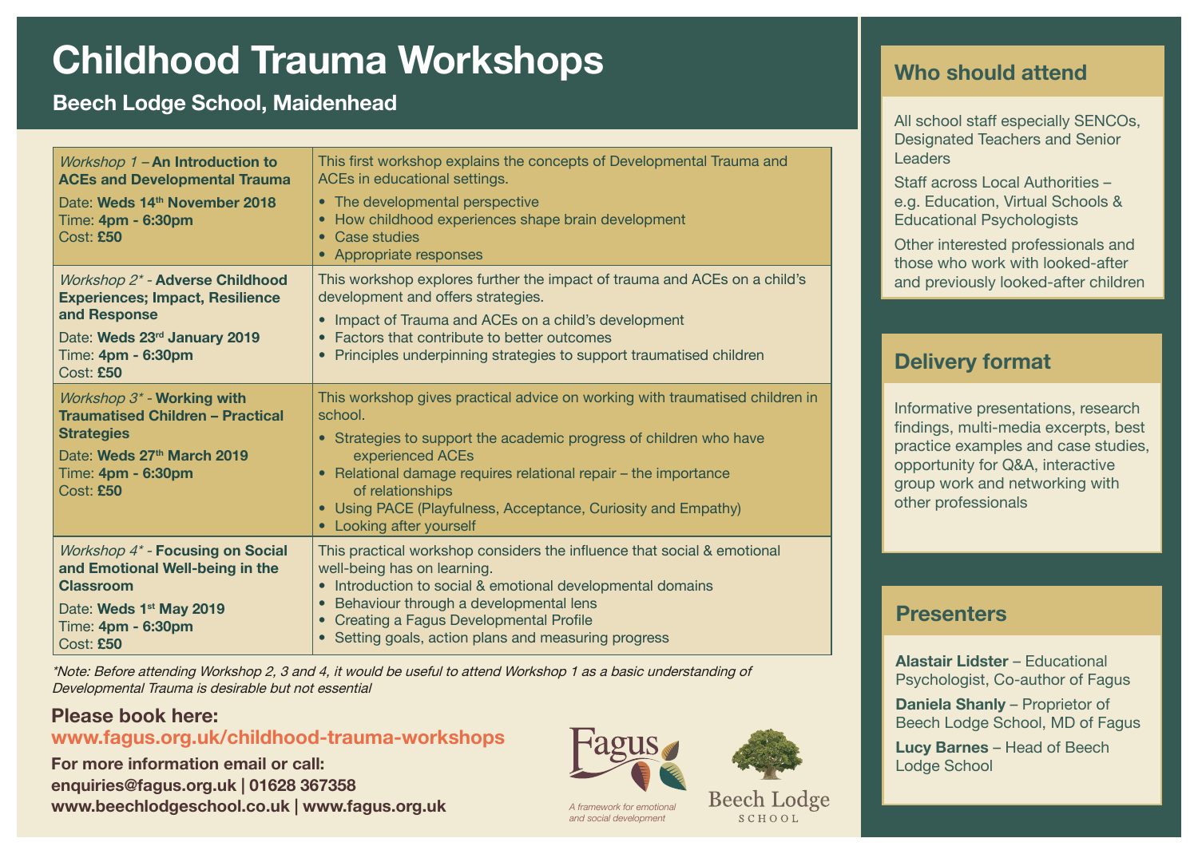# Childhood Trauma Workshops

## Beech Lodge School, Maidenhead

| | |
|---|---|
| *Workshop 1* – **An Introduction to ACEs and Developmental Trauma**<br>Date: **Weds 14th November 2018**<br>Time: **4pm - 6:30pm**<br>Cost: **£50** | This first workshop explains the concepts of Developmental Trauma and ACEs in educational settings.<br>• The developmental perspective<br>• How childhood experiences shape brain development<br>• Case studies<br>• Appropriate responses |
| *Workshop 2\** - **Adverse Childhood Experiences; Impact, Resilience and Response**<br>Date: **Weds 23rd January 2019**<br>Time: **4pm - 6:30pm**<br>Cost: **£50** | This workshop explores further the impact of trauma and ACEs on a child's development and offers strategies.<br>• Impact of Trauma and ACEs on a child's development<br>• Factors that contribute to better outcomes<br>• Principles underpinning strategies to support traumatised children |
| *Workshop 3\** - **Working with Traumatised Children – Practical Strategies**<br>Date: **Weds 27th March 2019**<br>Time: **4pm - 6:30pm**<br>Cost: **£50** | This workshop gives practical advice on working with traumatised children in school.<br>• Strategies to support the academic progress of children who have experienced ACEs<br>• Relational damage requires relational repair – the importance of relationships<br>• Using PACE (Playfulness, Acceptance, Curiosity and Empathy)<br>• Looking after yourself |
| *Workshop 4\** - **Focusing on Social and Emotional Well-being in the Classroom**<br>Date: **Weds 1st May 2019**<br>Time: **4pm - 6:30pm**<br>Cost: **£50** | This practical workshop considers the influence that social & emotional well-being has on learning.<br>• Introduction to social & emotional developmental domains<br>• Behaviour through a developmental lens<br>• Creating a Fagus Developmental Profile<br>• Setting goals, action plans and measuring progress |

*\*Note: Before attending Workshop 2, 3 and 4, it would be useful to attend Workshop 1 as a basic understanding of Developmental Trauma is desirable but not essential*

**Please book here:**
**www.fagus.org.uk/childhood-trauma-workshops**

**For more information email or call:**
**enquiries@fagus.org.uk | 01628 367358**
**www.beechlodgeschool.co.uk | www.fagus.org.uk**

Fagus
*A framework for emotional and social development*

Beech Lodge SCHOOL

## Who should attend

All school staff especially SENCOs, Designated Teachers and Senior Leaders

Staff across Local Authorities – e.g. Education, Virtual Schools & Educational Psychologists

Other interested professionals and those who work with looked-after and previously looked-after children

## Delivery format

Informative presentations, research findings, multi-media excerpts, best practice examples and case studies, opportunity for Q&A, interactive group work and networking with other professionals

## Presenters

**Alastair Lidster** – Educational Psychologist, Co-author of Fagus

**Daniela Shanly** – Proprietor of Beech Lodge School, MD of Fagus

**Lucy Barnes** – Head of Beech Lodge School